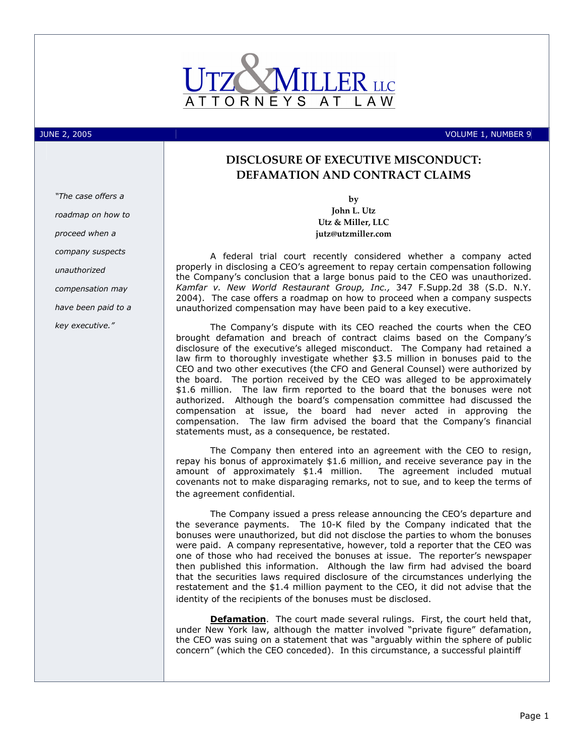UTZ & MILLER LLC
ATTORNEYS AT LAW

JUNE 2, 2005 | VOLUME 1, NUMBER 9

# DISCLOSURE OF EXECUTIVE MISCONDUCT: DEFAMATION AND CONTRACT CLAIMS

*"The case offers a roadmap on how to proceed when a company suspects unauthorized compensation may have been paid to a key executive."*

**by**
**John L. Utz**
**Utz & Miller, LLC**
**jutz@utzmiller.com**

A federal trial court recently considered whether a company acted properly in disclosing a CEO's agreement to repay certain compensation following the Company's conclusion that a large bonus paid to the CEO was unauthorized. *Kamfar v. New World Restaurant Group, Inc.,* 347 F.Supp.2d 38 (S.D. N.Y. 2004). The case offers a roadmap on how to proceed when a company suspects unauthorized compensation may have been paid to a key executive.

The Company's dispute with its CEO reached the courts when the CEO brought defamation and breach of contract claims based on the Company's disclosure of the executive's alleged misconduct. The Company had retained a law firm to thoroughly investigate whether $3.5 million in bonuses paid to the CEO and two other executives (the CFO and General Counsel) were authorized by the board. The portion received by the CEO was alleged to be approximately $1.6 million. The law firm reported to the board that the bonuses were not authorized. Although the board's compensation committee had discussed the compensation at issue, the board had never acted in approving the compensation. The law firm advised the board that the Company's financial statements must, as a consequence, be restated.

The Company then entered into an agreement with the CEO to resign, repay his bonus of approximately $1.6 million, and receive severance pay in the amount of approximately $1.4 million. The agreement included mutual covenants not to make disparaging remarks, not to sue, and to keep the terms of the agreement confidential.

The Company issued a press release announcing the CEO's departure and the severance payments. The 10-K filed by the Company indicated that the bonuses were unauthorized, but did not disclose the parties to whom the bonuses were paid. A company representative, however, told a reporter that the CEO was one of those who had received the bonuses at issue. The reporter's newspaper then published this information. Although the law firm had advised the board that the securities laws required disclosure of the circumstances underlying the restatement and the $1.4 million payment to the CEO, it did not advise that the identity of the recipients of the bonuses must be disclosed.

**Defamation**. The court made several rulings. First, the court held that, under New York law, although the matter involved "private figure" defamation, the CEO was suing on a statement that was "arguably within the sphere of public concern" (which the CEO conceded). In this circumstance, a successful plaintiff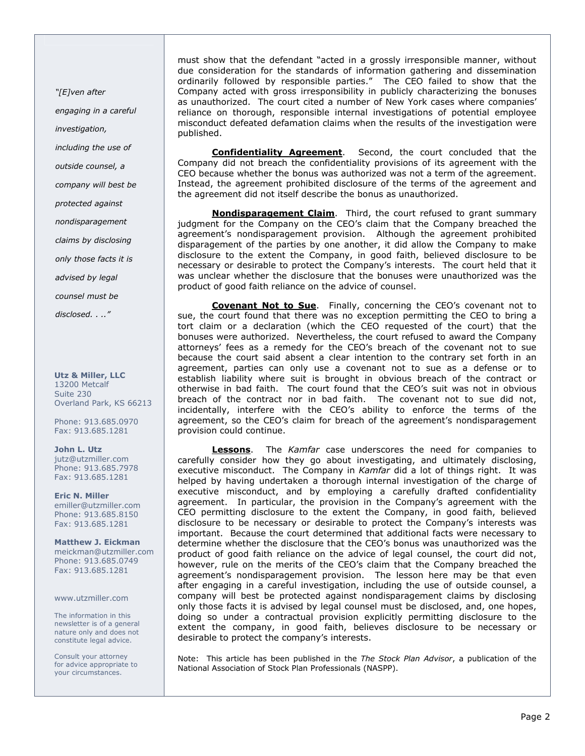must show that the defendant "acted in a grossly irresponsible manner, without due consideration for the standards of information gathering and dissemination ordinarily followed by responsible parties." The CEO failed to show that the Company acted with gross irresponsibility in publicly characterizing the bonuses as unauthorized. The court cited a number of New York cases where companies' reliance on thorough, responsible internal investigations of potential employee misconduct defeated defamation claims when the results of the investigation were published.

**Confidentiality Agreement**. Second, the court concluded that the Company did not breach the confidentiality provisions of its agreement with the CEO because whether the bonus was authorized was not a term of the agreement. Instead, the agreement prohibited disclosure of the terms of the agreement and the agreement did not itself describe the bonus as unauthorized.

**Nondisparagement Claim**. Third, the court refused to grant summary judgment for the Company on the CEO's claim that the Company breached the agreement's nondisparagement provision. Although the agreement prohibited disparagement of the parties by one another, it did allow the Company to make disclosure to the extent the Company, in good faith, believed disclosure to be necessary or desirable to protect the Company's interests. The court held that it was unclear whether the disclosure that the bonuses were unauthorized was the product of good faith reliance on the advice of counsel.

**Covenant Not to Sue**. Finally, concerning the CEO's covenant not to sue, the court found that there was no exception permitting the CEO to bring a tort claim or a declaration (which the CEO requested of the court) that the bonuses were authorized. Nevertheless, the court refused to award the Company attorneys' fees as a remedy for the CEO's breach of the covenant not to sue because the court said absent a clear intention to the contrary set forth in an agreement, parties can only use a covenant not to sue as a defense or to establish liability where suit is brought in obvious breach of the contract or otherwise in bad faith. The court found that the CEO's suit was not in obvious breach of the contract nor in bad faith. The covenant not to sue did not, incidentally, interfere with the CEO's ability to enforce the terms of the agreement, so the CEO's claim for breach of the agreement's nondisparagement provision could continue.

**Lessons**. The *Kamfar* case underscores the need for companies to carefully consider how they go about investigating, and ultimately disclosing, executive misconduct. The Company in *Kamfar* did a lot of things right. It was helped by having undertaken a thorough internal investigation of the charge of executive misconduct, and by employing a carefully drafted confidentiality agreement. In particular, the provision in the Company's agreement with the CEO permitting disclosure to the extent the Company, in good faith, believed disclosure to be necessary or desirable to protect the Company's interests was important. Because the court determined that additional facts were necessary to determine whether the disclosure that the CEO's bonus was unauthorized was the product of good faith reliance on the advice of legal counsel, the court did not, however, rule on the merits of the CEO's claim that the Company breached the agreement's nondisparagement provision. The lesson here may be that even after engaging in a careful investigation, including the use of outside counsel, a company will best be protected against nondisparagement claims by disclosing only those facts it is advised by legal counsel must be disclosed, and, one hopes, doing so under a contractual provision explicitly permitting disclosure to the extent the company, in good faith, believes disclosure to be necessary or desirable to protect the company's interests.

Note: This article has been published in the *The Stock Plan Advisor*, a publication of the National Association of Stock Plan Professionals (NASPP).

*"[E]ven after engaging in a careful investigation, including the use of outside counsel, a company will best be protected against nondisparagement claims by disclosing only those facts it is advised by legal counsel must be disclosed. . ..."*

**Utz & Miller, LLC**
13200 Metcalf
Suite 230
Overland Park, KS 66213

Phone: 913.685.0970
Fax: 913.685.1281

**John L. Utz**
jutz@utzmiller.com
Phone: 913.685.7978
Fax: 913.685.1281

**Eric N. Miller**
emiller@utzmiller.com
Phone: 913.685.8150
Fax: 913.685.1281

**Matthew J. Eickman**
meickman@utzmiller.com
Phone: 913.685.0749
Fax: 913.685.1281

www.utzmiller.com

The information in this newsletter is of a general nature only and does not constitute legal advice.

Consult your attorney for advice appropriate to your circumstances.